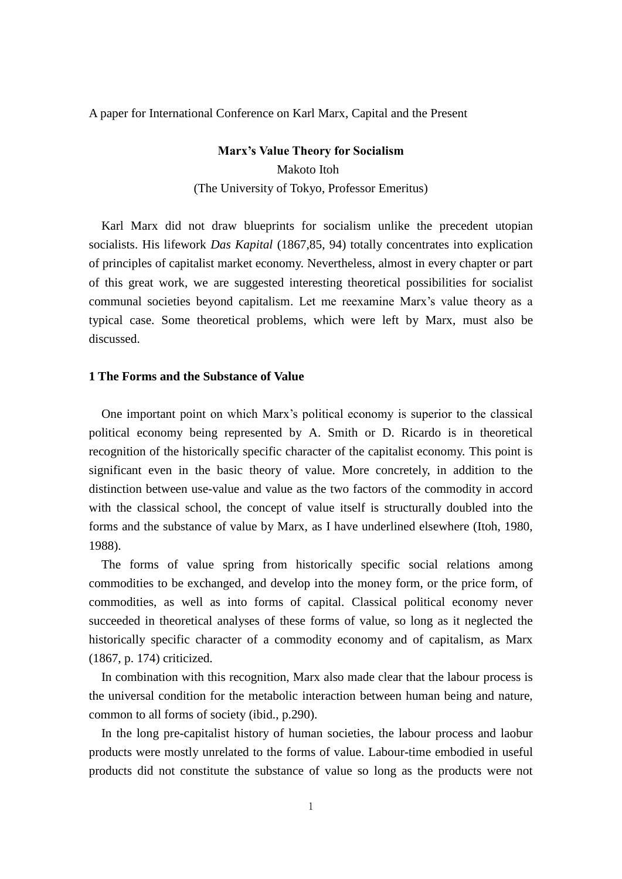A paper for International Conference on Karl Marx, Capital and the Present

# Marx's Value Theory for Socialism

Makoto Itoh

(The University of Tokyo, Professor Emeritus)

Karl Marx did not draw blueprints for socialism unlike the precedent utopian socialists. His lifework *Das Kapital* (1867,85, 94) totally concentrates into explication of principles of capitalist market economy. Nevertheless, almost in every chapter or part of this great work, we are suggested interesting theoretical possibilities for socialist communal societies beyond capitalism. Let me reexamine Marx's value theory as a typical case. Some theoretical problems, which were left by Marx, must also be discussed.

## 1 The Forms and the Substance of Value

One important point on which Marx's political economy is superior to the classical political economy being represented by A. Smith or D. Ricardo is in theoretical recognition of the historically specific character of the capitalist economy. This point is significant even in the basic theory of value. More concretely, in addition to the distinction between use-value and value as the two factors of the commodity in accord with the classical school, the concept of value itself is structurally doubled into the forms and the substance of value by Marx, as I have underlined elsewhere (Itoh, 1980, 1988).

The forms of value spring from historically specific social relations among commodities to be exchanged, and develop into the money form, or the price form, of commodities, as well as into forms of capital. Classical political economy never succeeded in theoretical analyses of these forms of value, so long as it neglected the historically specific character of a commodity economy and of capitalism, as Marx (1867, p. 174) criticized.

In combination with this recognition, Marx also made clear that the labour process is the universal condition for the metabolic interaction between human being and nature, common to all forms of society (ibid., p.290).

In the long pre-capitalist history of human societies, the labour process and laobur products were mostly unrelated to the forms of value. Labour-time embodied in useful products did not constitute the substance of value so long as the products were not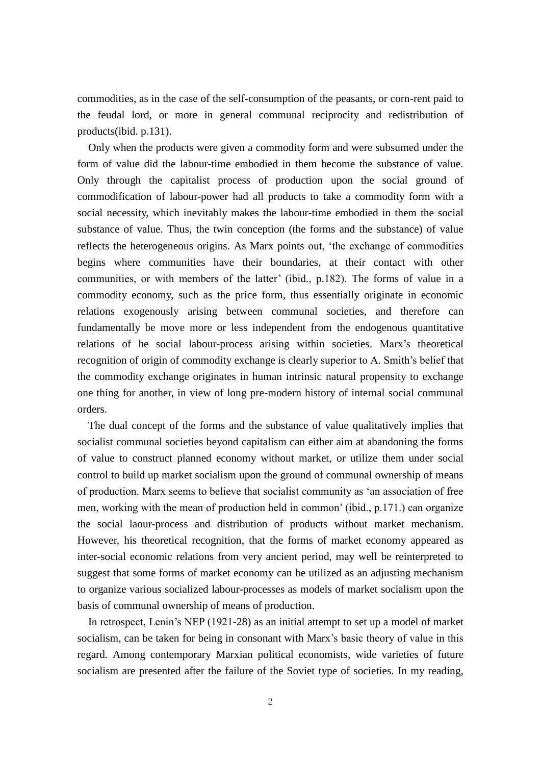commodities, as in the case of the self-consumption of the peasants, or corn-rent paid to the feudal lord, or more in general communal reciprocity and redistribution of products(ibid. p.131).

Only when the products were given a commodity form and were subsumed under the form of value did the labour-time embodied in them become the substance of value. Only through the capitalist process of production upon the social ground of commodification of labour-power had all products to take a commodity form with a social necessity, which inevitably makes the labour-time embodied in them the social substance of value. Thus, the twin conception (the forms and the substance) of value reflects the heterogeneous origins. As Marx points out, 'the exchange of commodities begins where communities have their boundaries, at their contact with other communities, or with members of the latter' (ibid., p.182). The forms of value in a commodity economy, such as the price form, thus essentially originate in economic relations exogenously arising between communal societies, and therefore can fundamentally be move more or less independent from the endogenous quantitative relations of he social labour-process arising within societies. Marx's theoretical recognition of origin of commodity exchange is clearly superior to A. Smith's belief that the commodity exchange originates in human intrinsic natural propensity to exchange one thing for another, in view of long pre-modern history of internal social communal orders.

The dual concept of the forms and the substance of value qualitatively implies that socialist communal societies beyond capitalism can either aim at abandoning the forms of value to construct planned economy without market, or utilize them under social control to build up market socialism upon the ground of communal ownership of means of production. Marx seems to believe that socialist community as 'an association of free men, working with the mean of production held in common' (ibid., p.171.) can organize the social laour-process and distribution of products without market mechanism. However, his theoretical recognition, that the forms of market economy appeared as inter-social economic relations from very ancient period, may well be reinterpreted to suggest that some forms of market economy can be utilized as an adjusting mechanism to organize various socialized labour-processes as models of market socialism upon the basis of communal ownership of means of production.

In retrospect, Lenin's NEP (1921-28) as an initial attempt to set up a model of market socialism, can be taken for being in consonant with Marx's basic theory of value in this regard. Among contemporary Marxian political economists, wide varieties of future socialism are presented after the failure of the Soviet type of societies. In my reading,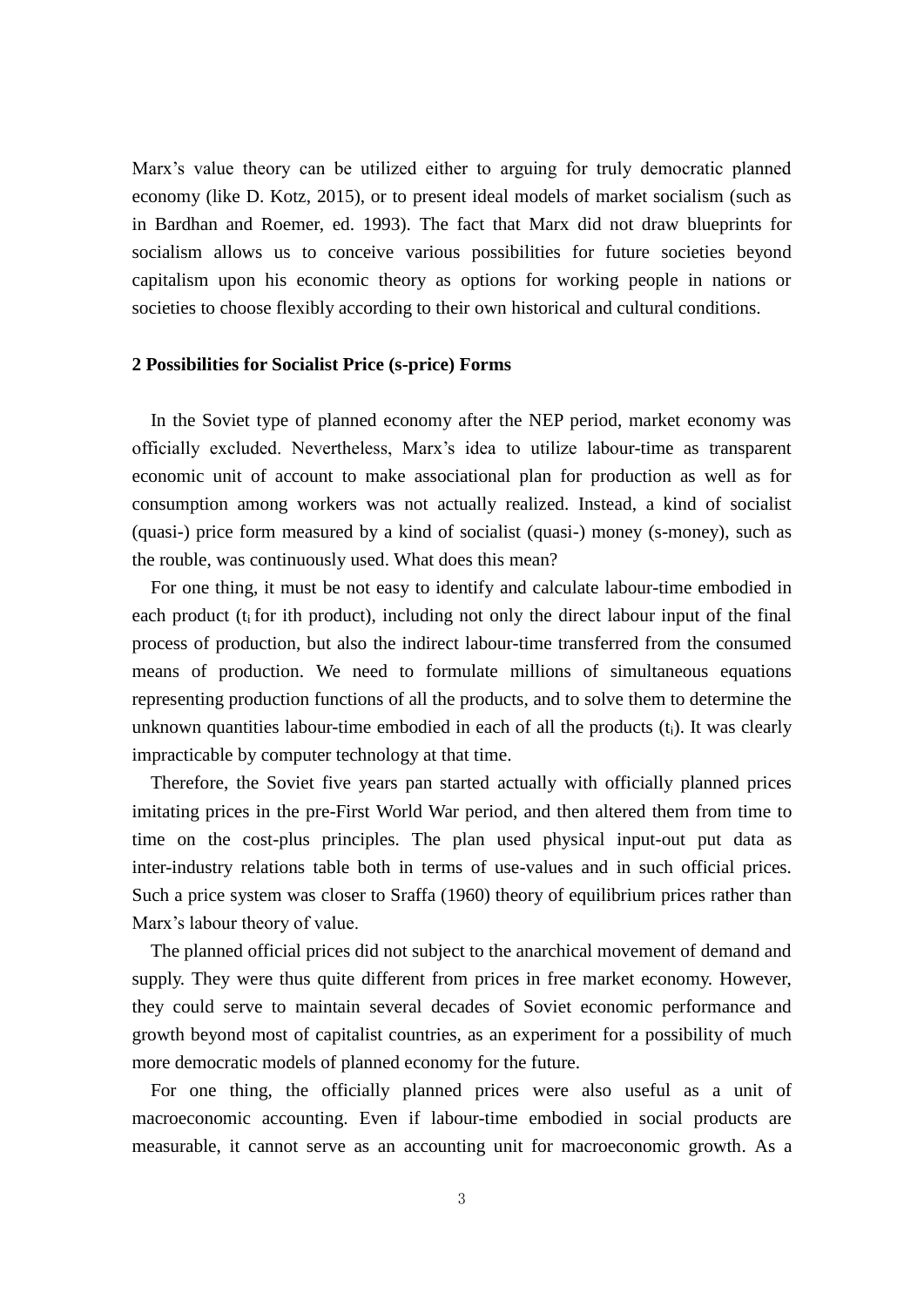Marx's value theory can be utilized either to arguing for truly democratic planned economy (like D. Kotz, 2015), or to present ideal models of market socialism (such as in Bardhan and Roemer, ed. 1993). The fact that Marx did not draw blueprints for socialism allows us to conceive various possibilities for future societies beyond capitalism upon his economic theory as options for working people in nations or societies to choose flexibly according to their own historical and cultural conditions.

## 2 Possibilities for Socialist Price (s-price) Forms

In the Soviet type of planned economy after the NEP period, market economy was officially excluded. Nevertheless, Marx's idea to utilize labour-time as transparent economic unit of account to make associational plan for production as well as for consumption among workers was not actually realized. Instead, a kind of socialist (quasi-) price form measured by a kind of socialist (quasi-) money (s-money), such as the rouble, was continuously used. What does this mean?

For one thing, it must be not easy to identify and calculate labour-time embodied in each product ($t_i$ for ith product), including not only the direct labour input of the final process of production, but also the indirect labour-time transferred from the consumed means of production. We need to formulate millions of simultaneous equations representing production functions of all the products, and to solve them to determine the unknown quantities labour-time embodied in each of all the products ($t_i$). It was clearly impracticable by computer technology at that time.

Therefore, the Soviet five years pan started actually with officially planned prices imitating prices in the pre-First World War period, and then altered them from time to time on the cost-plus principles. The plan used physical input-out put data as inter-industry relations table both in terms of use-values and in such official prices. Such a price system was closer to Sraffa (1960) theory of equilibrium prices rather than Marx's labour theory of value.

The planned official prices did not subject to the anarchical movement of demand and supply. They were thus quite different from prices in free market economy. However, they could serve to maintain several decades of Soviet economic performance and growth beyond most of capitalist countries, as an experiment for a possibility of much more democratic models of planned economy for the future.

For one thing, the officially planned prices were also useful as a unit of macroeconomic accounting. Even if labour-time embodied in social products are measurable, it cannot serve as an accounting unit for macroeconomic growth. As a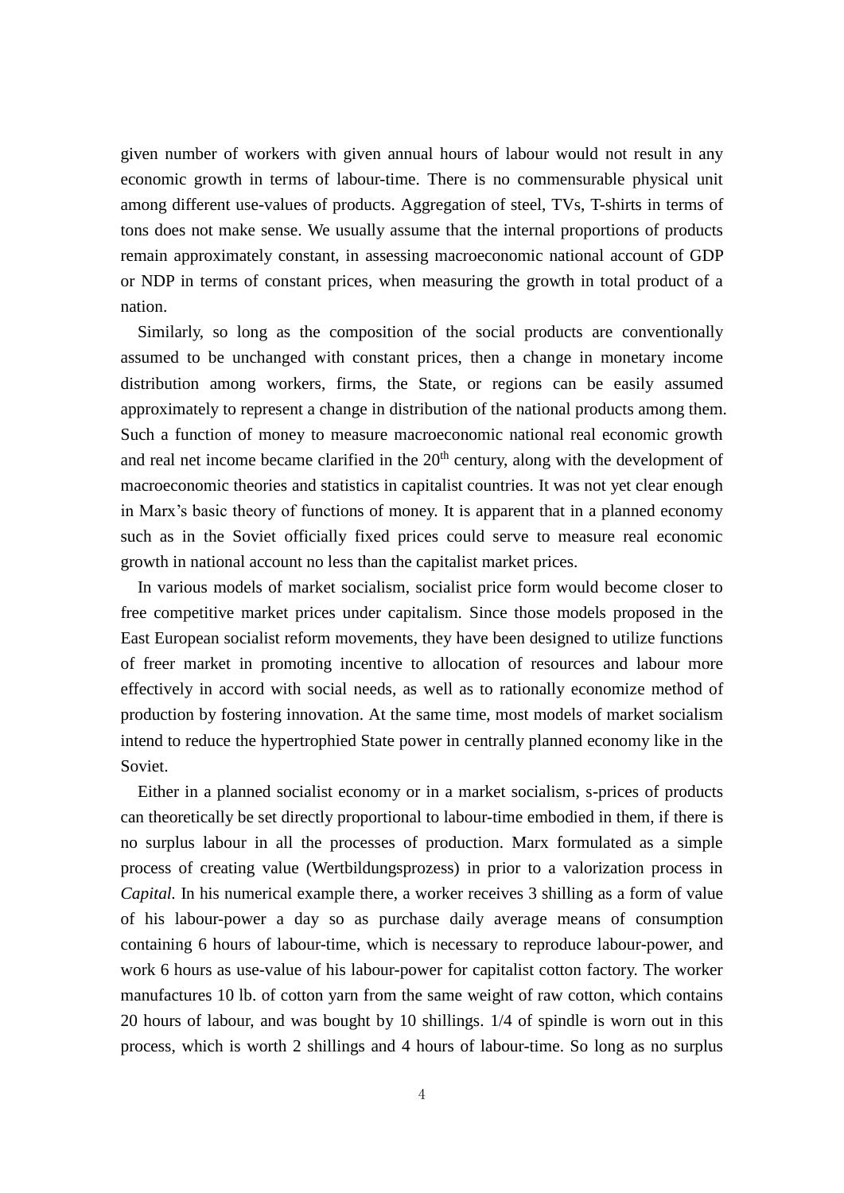given number of workers with given annual hours of labour would not result in any economic growth in terms of labour-time. There is no commensurable physical unit among different use-values of products. Aggregation of steel, TVs, T-shirts in terms of tons does not make sense. We usually assume that the internal proportions of products remain approximately constant, in assessing macroeconomic national account of GDP or NDP in terms of constant prices, when measuring the growth in total product of a nation.

Similarly, so long as the composition of the social products are conventionally assumed to be unchanged with constant prices, then a change in monetary income distribution among workers, firms, the State, or regions can be easily assumed approximately to represent a change in distribution of the national products among them. Such a function of money to measure macroeconomic national real economic growth and real net income became clarified in the $20^{th}$ century, along with the development of macroeconomic theories and statistics in capitalist countries. It was not yet clear enough in Marx's basic theory of functions of money. It is apparent that in a planned economy such as in the Soviet officially fixed prices could serve to measure real economic growth in national account no less than the capitalist market prices.

In various models of market socialism, socialist price form would become closer to free competitive market prices under capitalism. Since those models proposed in the East European socialist reform movements, they have been designed to utilize functions of freer market in promoting incentive to allocation of resources and labour more effectively in accord with social needs, as well as to rationally economize method of production by fostering innovation. At the same time, most models of market socialism intend to reduce the hypertrophied State power in centrally planned economy like in the Soviet.

Either in a planned socialist economy or in a market socialism, s-prices of products can theoretically be set directly proportional to labour-time embodied in them, if there is no surplus labour in all the processes of production. Marx formulated as a simple process of creating value (Wertbildungsprozess) in prior to a valorization process in *Capital*. In his numerical example there, a worker receives 3 shilling as a form of value of his labour-power a day so as purchase daily average means of consumption containing 6 hours of labour-time, which is necessary to reproduce labour-power, and work 6 hours as use-value of his labour-power for capitalist cotton factory. The worker manufactures 10 lb. of cotton yarn from the same weight of raw cotton, which contains 20 hours of labour, and was bought by 10 shillings. 1/4 of spindle is worn out in this process, which is worth 2 shillings and 4 hours of labour-time. So long as no surplus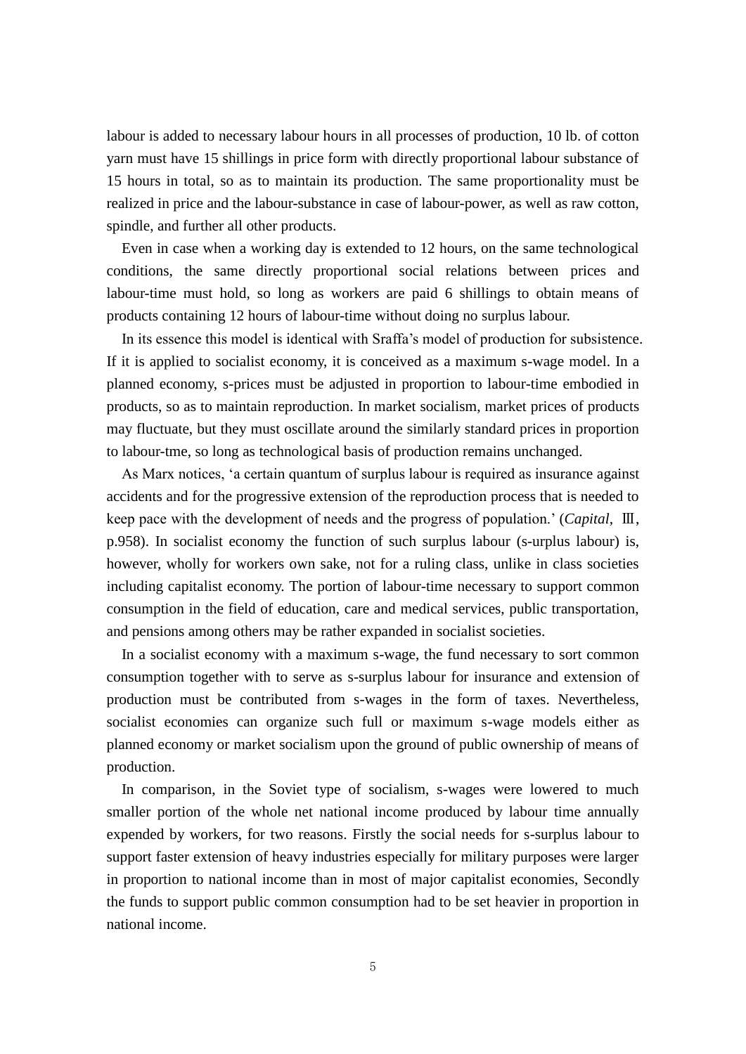labour is added to necessary labour hours in all processes of production, 10 lb. of cotton yarn must have 15 shillings in price form with directly proportional labour substance of 15 hours in total, so as to maintain its production. The same proportionality must be realized in price and the labour-substance in case of labour-power, as well as raw cotton, spindle, and further all other products.

Even in case when a working day is extended to 12 hours, on the same technological conditions, the same directly proportional social relations between prices and labour-time must hold, so long as workers are paid 6 shillings to obtain means of products containing 12 hours of labour-time without doing no surplus labour.

In its essence this model is identical with Sraffa's model of production for subsistence. If it is applied to socialist economy, it is conceived as a maximum s-wage model. In a planned economy, s-prices must be adjusted in proportion to labour-time embodied in products, so as to maintain reproduction. In market socialism, market prices of products may fluctuate, but they must oscillate around the similarly standard prices in proportion to labour-tme, so long as technological basis of production remains unchanged.

As Marx notices, 'a certain quantum of surplus labour is required as insurance against accidents and for the progressive extension of the reproduction process that is needed to keep pace with the development of needs and the progress of population.' (*Capital*, Ⅲ, p.958). In socialist economy the function of such surplus labour (s-urplus labour) is, however, wholly for workers own sake, not for a ruling class, unlike in class societies including capitalist economy. The portion of labour-time necessary to support common consumption in the field of education, care and medical services, public transportation, and pensions among others may be rather expanded in socialist societies.

In a socialist economy with a maximum s-wage, the fund necessary to sort common consumption together with to serve as s-surplus labour for insurance and extension of production must be contributed from s-wages in the form of taxes. Nevertheless, socialist economies can organize such full or maximum s-wage models either as planned economy or market socialism upon the ground of public ownership of means of production.

In comparison, in the Soviet type of socialism, s-wages were lowered to much smaller portion of the whole net national income produced by labour time annually expended by workers, for two reasons. Firstly the social needs for s-surplus labour to support faster extension of heavy industries especially for military purposes were larger in proportion to national income than in most of major capitalist economies, Secondly the funds to support public common consumption had to be set heavier in proportion in national income.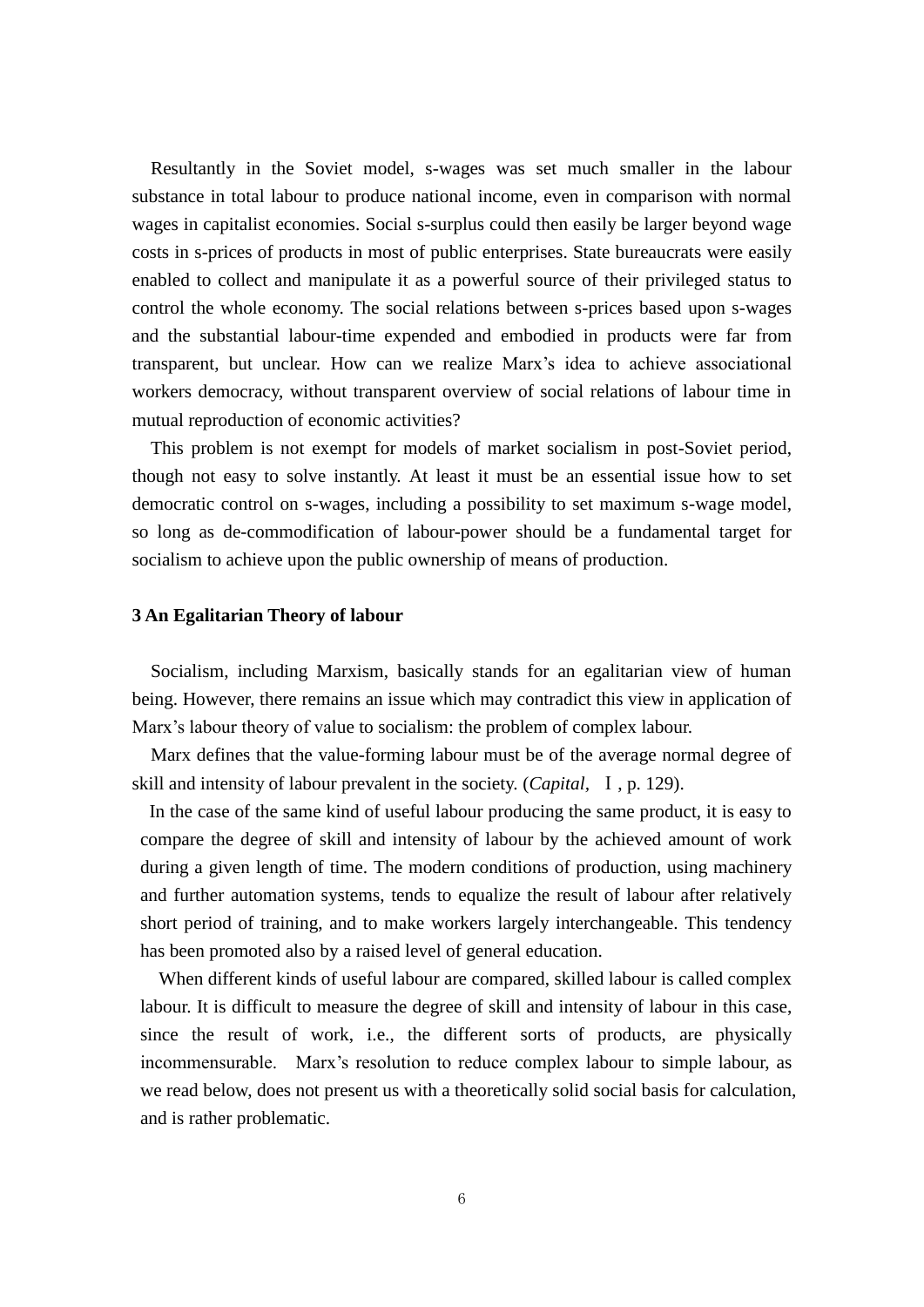Resultantly in the Soviet model, s-wages was set much smaller in the labour substance in total labour to produce national income, even in comparison with normal wages in capitalist economies. Social s-surplus could then easily be larger beyond wage costs in s-prices of products in most of public enterprises. State bureaucrats were easily enabled to collect and manipulate it as a powerful source of their privileged status to control the whole economy. The social relations between s-prices based upon s-wages and the substantial labour-time expended and embodied in products were far from transparent, but unclear. How can we realize Marx's idea to achieve associational workers democracy, without transparent overview of social relations of labour time in mutual reproduction of economic activities?

This problem is not exempt for models of market socialism in post-Soviet period, though not easy to solve instantly. At least it must be an essential issue how to set democratic control on s-wages, including a possibility to set maximum s-wage model, so long as de-commodification of labour-power should be a fundamental target for socialism to achieve upon the public ownership of means of production.

### 3 An Egalitarian Theory of labour

Socialism, including Marxism, basically stands for an egalitarian view of human being. However, there remains an issue which may contradict this view in application of Marx's labour theory of value to socialism: the problem of complex labour.

Marx defines that the value-forming labour must be of the average normal degree of skill and intensity of labour prevalent in the society. (*Capital*, Ⅰ, p. 129).

In the case of the same kind of useful labour producing the same product, it is easy to compare the degree of skill and intensity of labour by the achieved amount of work during a given length of time. The modern conditions of production, using machinery and further automation systems, tends to equalize the result of labour after relatively short period of training, and to make workers largely interchangeable. This tendency has been promoted also by a raised level of general education.

When different kinds of useful labour are compared, skilled labour is called complex labour. It is difficult to measure the degree of skill and intensity of labour in this case, since the result of work, i.e., the different sorts of products, are physically incommensurable. Marx's resolution to reduce complex labour to simple labour, as we read below, does not present us with a theoretically solid social basis for calculation, and is rather problematic.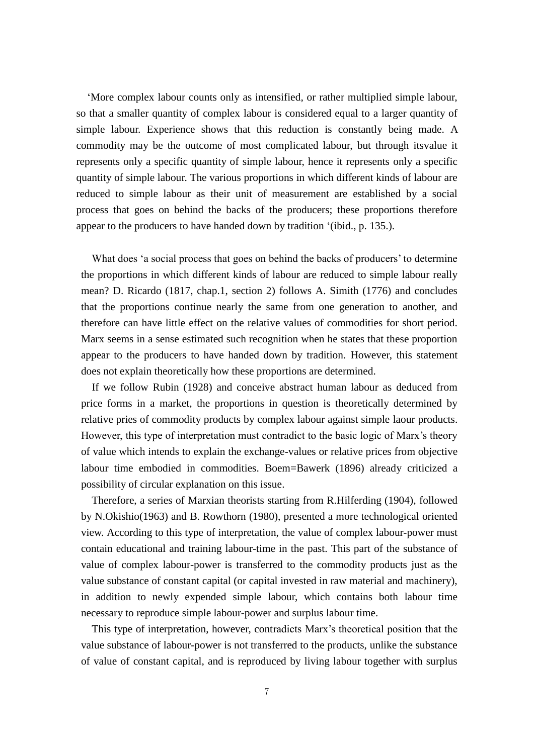‘More complex labour counts only as intensified, or rather multiplied simple labour, so that a smaller quantity of complex labour is considered equal to a larger quantity of simple labour. Experience shows that this reduction is constantly being made. A commodity may be the outcome of most complicated labour, but through itsvalue it represents only a specific quantity of simple labour, hence it represents only a specific quantity of simple labour. The various proportions in which different kinds of labour are reduced to simple labour as their unit of measurement are established by a social process that goes on behind the backs of the producers; these proportions therefore appear to the producers to have handed down by tradition ‘(ibid., p. 135.).

What does ‘a social process that goes on behind the backs of producers’ to determine the proportions in which different kinds of labour are reduced to simple labour really mean? D. Ricardo (1817, chap.1, section 2) follows A. Simith (1776) and concludes that the proportions continue nearly the same from one generation to another, and therefore can have little effect on the relative values of commodities for short period. Marx seems in a sense estimated such recognition when he states that these proportion appear to the producers to have handed down by tradition. However, this statement does not explain theoretically how these proportions are determined.

If we follow Rubin (1928) and conceive abstract human labour as deduced from price forms in a market, the proportions in question is theoretically determined by relative pries of commodity products by complex labour against simple laour products. However, this type of interpretation must contradict to the basic logic of Marx’s theory of value which intends to explain the exchange-values or relative prices from objective labour time embodied in commodities. Boem=Bawerk (1896) already criticized a possibility of circular explanation on this issue.

Therefore, a series of Marxian theorists starting from R.Hilferding (1904), followed by N.Okishio(1963) and B. Rowthorn (1980), presented a more technological oriented view. According to this type of interpretation, the value of complex labour-power must contain educational and training labour-time in the past. This part of the substance of value of complex labour-power is transferred to the commodity products just as the value substance of constant capital (or capital invested in raw material and machinery), in addition to newly expended simple labour, which contains both labour time necessary to reproduce simple labour-power and surplus labour time.

This type of interpretation, however, contradicts Marx’s theoretical position that the value substance of labour-power is not transferred to the products, unlike the substance of value of constant capital, and is reproduced by living labour together with surplus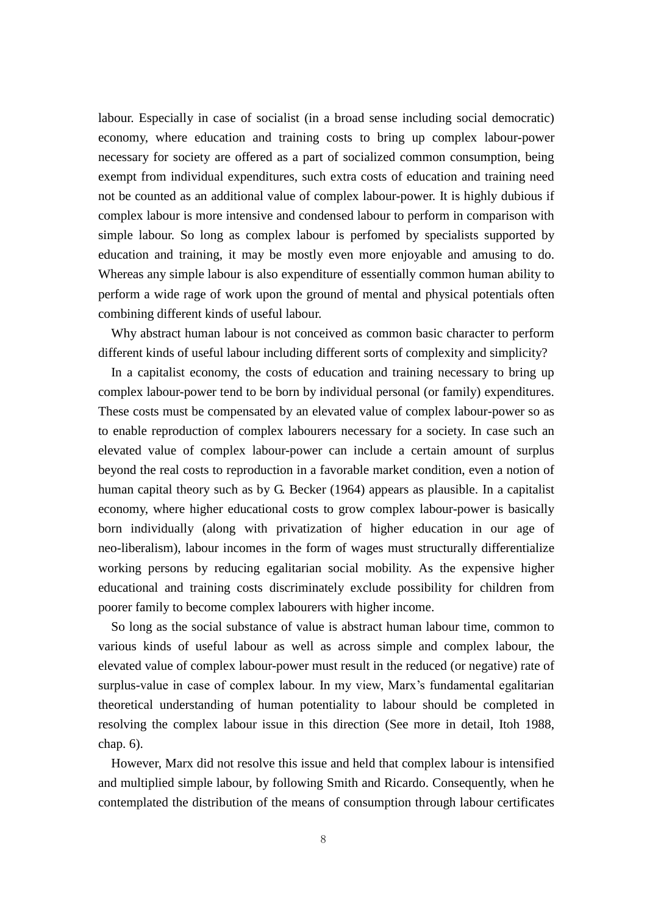labour. Especially in case of socialist (in a broad sense including social democratic) economy, where education and training costs to bring up complex labour-power necessary for society are offered as a part of socialized common consumption, being exempt from individual expenditures, such extra costs of education and training need not be counted as an additional value of complex labour-power. It is highly dubious if complex labour is more intensive and condensed labour to perform in comparison with simple labour. So long as complex labour is perfomed by specialists supported by education and training, it may be mostly even more enjoyable and amusing to do. Whereas any simple labour is also expenditure of essentially common human ability to perform a wide rage of work upon the ground of mental and physical potentials often combining different kinds of useful labour.

Why abstract human labour is not conceived as common basic character to perform different kinds of useful labour including different sorts of complexity and simplicity?

In a capitalist economy, the costs of education and training necessary to bring up complex labour-power tend to be born by individual personal (or family) expenditures. These costs must be compensated by an elevated value of complex labour-power so as to enable reproduction of complex labourers necessary for a society. In case such an elevated value of complex labour-power can include a certain amount of surplus beyond the real costs to reproduction in a favorable market condition, even a notion of human capital theory such as by G. Becker (1964) appears as plausible. In a capitalist economy, where higher educational costs to grow complex labour-power is basically born individually (along with privatization of higher education in our age of neo-liberalism), labour incomes in the form of wages must structurally differentialize working persons by reducing egalitarian social mobility. As the expensive higher educational and training costs discriminately exclude possibility for children from poorer family to become complex labourers with higher income.

So long as the social substance of value is abstract human labour time, common to various kinds of useful labour as well as across simple and complex labour, the elevated value of complex labour-power must result in the reduced (or negative) rate of surplus-value in case of complex labour. In my view, Marx's fundamental egalitarian theoretical understanding of human potentiality to labour should be completed in resolving the complex labour issue in this direction (See more in detail, Itoh 1988, chap. 6).

However, Marx did not resolve this issue and held that complex labour is intensified and multiplied simple labour, by following Smith and Ricardo. Consequently, when he contemplated the distribution of the means of consumption through labour certificates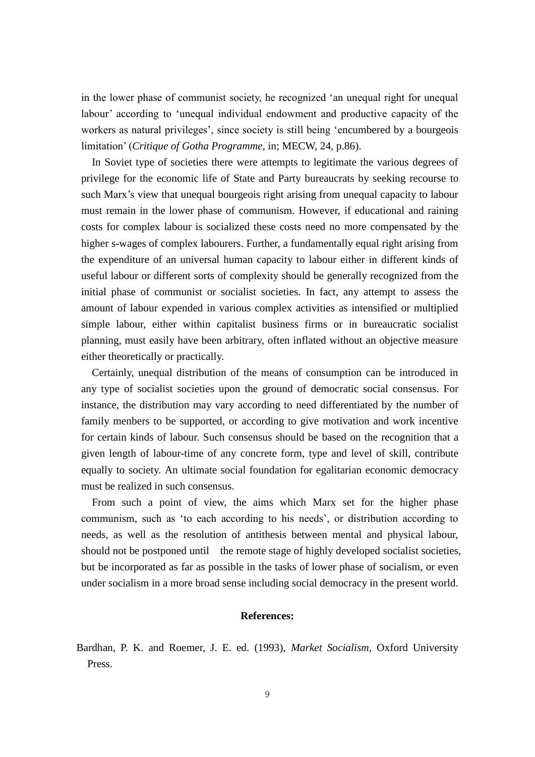in the lower phase of communist society, he recognized 'an unequal right for unequal labour' according to 'unequal individual endowment and productive capacity of the workers as natural privileges', since society is still being 'encumbered by a bourgeois limitation' (*Critique of Gotha Programme*, in; MECW, 24, p.86).

In Soviet type of societies there were attempts to legitimate the various degrees of privilege for the economic life of State and Party bureaucrats by seeking recourse to such Marx's view that unequal bourgeois right arising from unequal capacity to labour must remain in the lower phase of communism. However, if educational and raining costs for complex labour is socialized these costs need no more compensated by the higher s-wages of complex labourers. Further, a fundamentally equal right arising from the expenditure of an universal human capacity to labour either in different kinds of useful labour or different sorts of complexity should be generally recognized from the initial phase of communist or socialist societies. In fact, any attempt to assess the amount of labour expended in various complex activities as intensified or multiplied simple labour, either within capitalist business firms or in bureaucratic socialist planning, must easily have been arbitrary, often inflated without an objective measure either theoretically or practically.

Certainly, unequal distribution of the means of consumption can be introduced in any type of socialist societies upon the ground of democratic social consensus. For instance, the distribution may vary according to need differentiated by the number of family menbers to be supported, or according to give motivation and work incentive for certain kinds of labour. Such consensus should be based on the recognition that a given length of labour-time of any concrete form, type and level of skill, contribute equally to society. An ultimate social foundation for egalitarian economic democracy must be realized in such consensus.

From such a point of view, the aims which Marx set for the higher phase communism, such as 'to each according to his needs', or distribution according to needs, as well as the resolution of antithesis between mental and physical labour, should not be postponed until the remote stage of highly developed socialist societies, but be incorporated as far as possible in the tasks of lower phase of socialism, or even under socialism in a more broad sense including social democracy in the present world.

**References:**

Bardhan, P. K. and Roemer, J. E. ed. (1993), *Market Socialism,* Oxford University Press.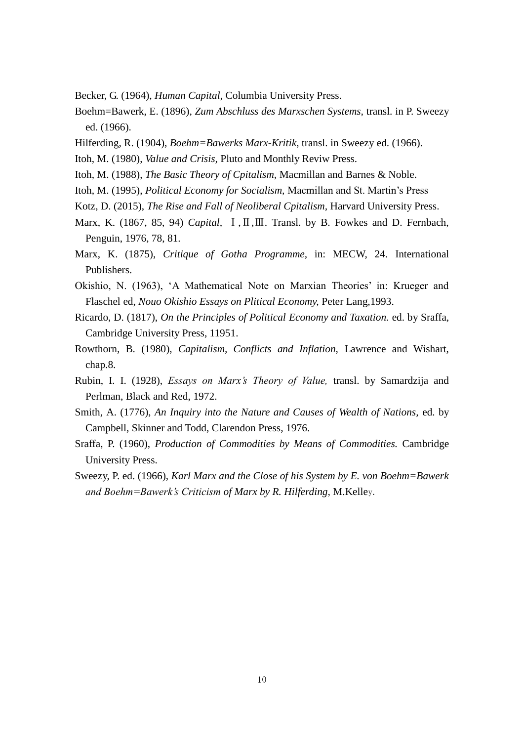Becker, G. (1964), *Human Capital*, Columbia University Press.

Boehm=Bawerk, E. (1896), *Zum Abschluss des Marxschen Systems,* transl. in P. Sweezy ed. (1966).

Hilferding, R. (1904), *Boehm=Bawerks Marx-Kritik,* transl. in Sweezy ed. (1966).

Itoh, M. (1980), *Value and Crisis,* Pluto and Monthly Reviw Press.

Itoh, M. (1988), *The Basic Theory of Cpitalism,* Macmillan and Barnes & Noble.

Itoh, M. (1995), *Political Economy for Socialism,* Macmillan and St. Martin's Press

Kotz, D. (2015), *The Rise and Fall of Neoliberal Cpitalism,* Harvard University Press.

Marx, K. (1867, 85, 94) *Capital,* Ⅰ,Ⅱ,Ⅲ. Transl. by B. Fowkes and D. Fernbach, Penguin, 1976, 78, 81.

Marx, K. (1875), *Critique of Gotha Programme,* in: MECW, 24. International Publishers.

Okishio, N. (1963), 'A Mathematical Note on Marxian Theories' in: Krueger and Flaschel ed, *Nouo Okishio Essays on Plitical Economy,* Peter Lang,1993.

Ricardo, D. (1817), *On the Principles of Political Economy and Taxation.* ed. by Sraffa, Cambridge University Press, 11951.

Rowthorn, B. (1980), *Capitalism, Conflicts and Inflation,* Lawrence and Wishart, chap.8.

Rubin, I. I. (1928), *Essays on Marx's Theory of Value,* transl. by Samardzija and Perlman, Black and Red, 1972.

Smith, A. (1776), *An Inquiry into the Nature and Causes of Wealth of Nations,* ed. by Campbell, Skinner and Todd, Clarendon Press, 1976.

Sraffa, P. (1960), *Production of Commodities by Means of Commodities.* Cambridge University Press.

Sweezy, P. ed. (1966), *Karl Marx and the Close of his System by E. von Boehm=Bawerk and Boehm=Bawerk's Criticism of Marx by R. Hilferding,* M.Kelley.